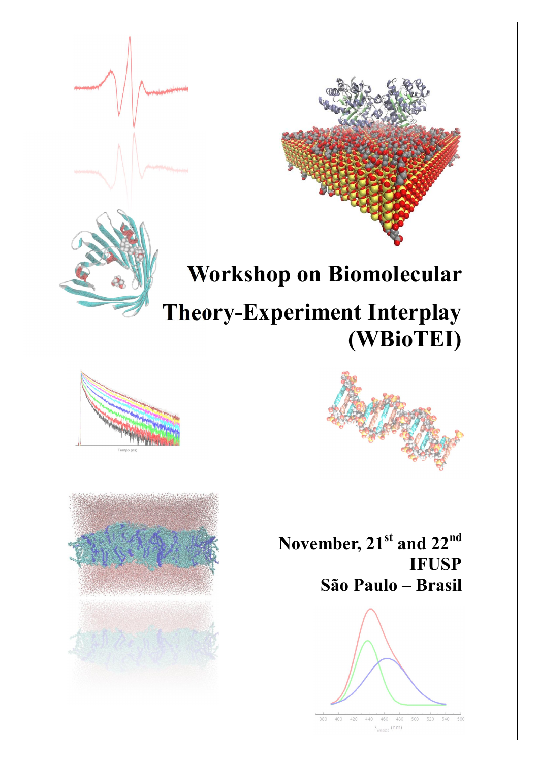# Workshop on Biomolecular Theory-Experiment Interplay (WBioTEI)

**November, 21st and 22nd**
**IFUSP**
**São Paulo – Brasil**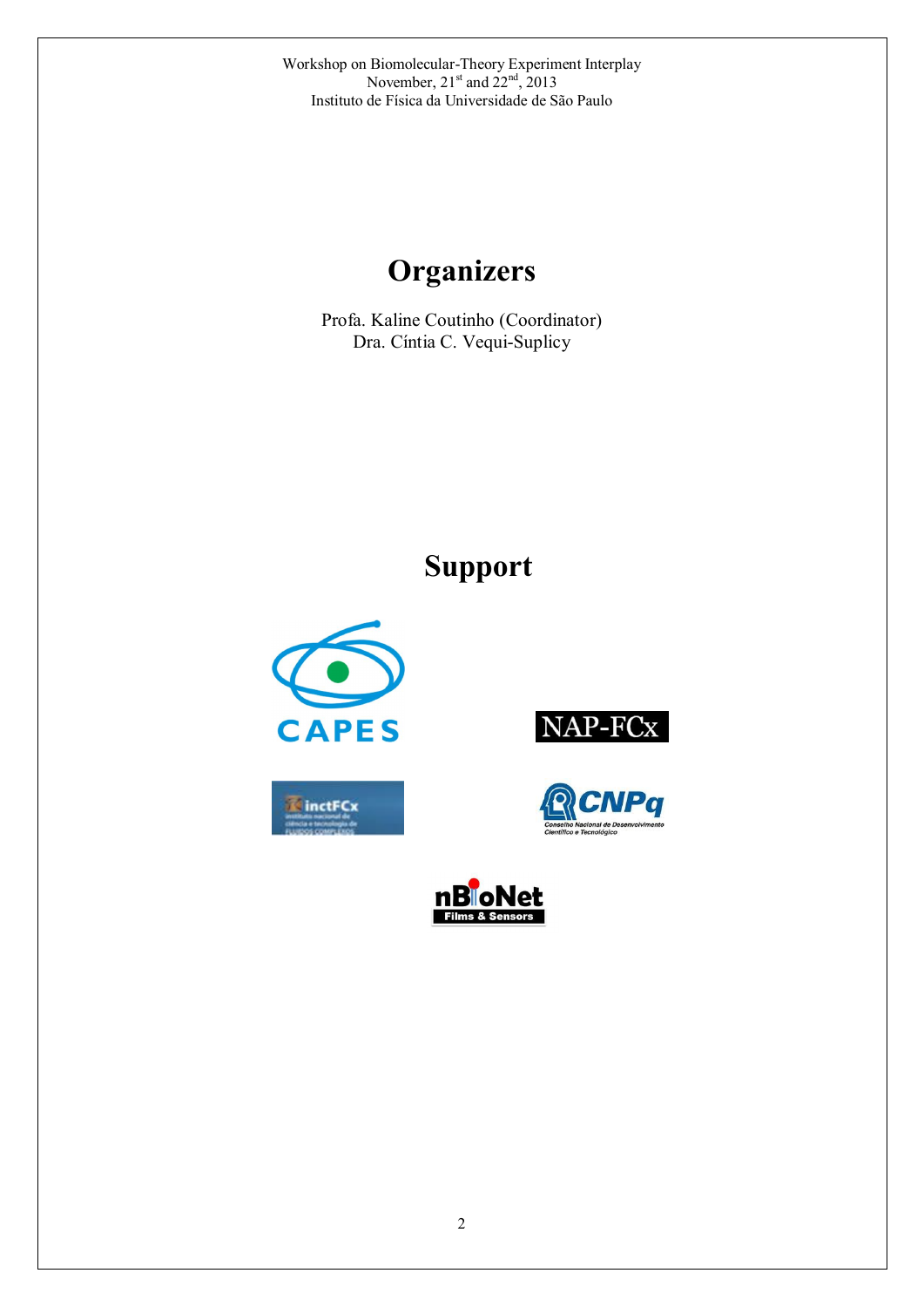# Organizers

Profa. Kaline Coutinho (Coordinator)
Dra. Cíntia C. Vequi-Suplicy

# Support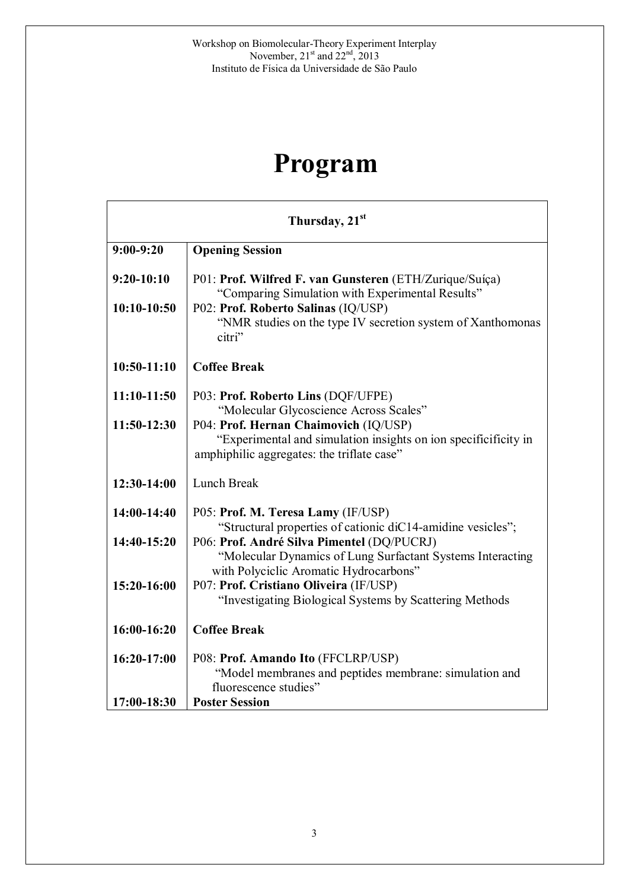Workshop on Biomolecular-Theory Experiment Interplay
November, 21st and 22nd, 2013
Instituto de Física da Universidade de São Paulo

# Program

| Thursday, 21st | |
|---|---|
| **9:00-9:20** | **Opening Session** |
| **9:20-10:10** | P01: **Prof. Wilfred F. van Gunsteren** (ETH/Zurique/Suíça) "Comparing Simulation with Experimental Results" |
| **10:10-10:50** | P02: **Prof. Roberto Salinas** (IQ/USP) "NMR studies on the type IV secretion system of Xanthomonas citri" |
| **10:50-11:10** | **Coffee Break** |
| **11:10-11:50** | P03: **Prof. Roberto Lins** (DQF/UFPE) "Molecular Glycoscience Across Scales" |
| **11:50-12:30** | P04: **Prof. Hernan Chaimovich** (IQ/USP) "Experimental and simulation insights on ion specificicity in amphiphilic aggregates: the triflate case" |
| **12:30-14:00** | Lunch Break |
| **14:00-14:40** | P05: **Prof. M. Teresa Lamy** (IF/USP) "Structural properties of cationic diC14-amidine vesicles"; |
| **14:40-15:20** | P06: **Prof. André Silva Pimentel** (DQ/PUCRJ) "Molecular Dynamics of Lung Surfactant Systems Interacting with Polyciclic Aromatic Hydrocarbons" |
| **15:20-16:00** | P07: **Prof. Cristiano Oliveira** (IF/USP) "Investigating Biological Systems by Scattering Methods |
| **16:00-16:20** | **Coffee Break** |
| **16:20-17:00** | P08: **Prof. Amando Ito** (FFCLRP/USP) "Model membranes and peptides membrane: simulation and fluorescence studies" |
| **17:00-18:30** | **Poster Session** |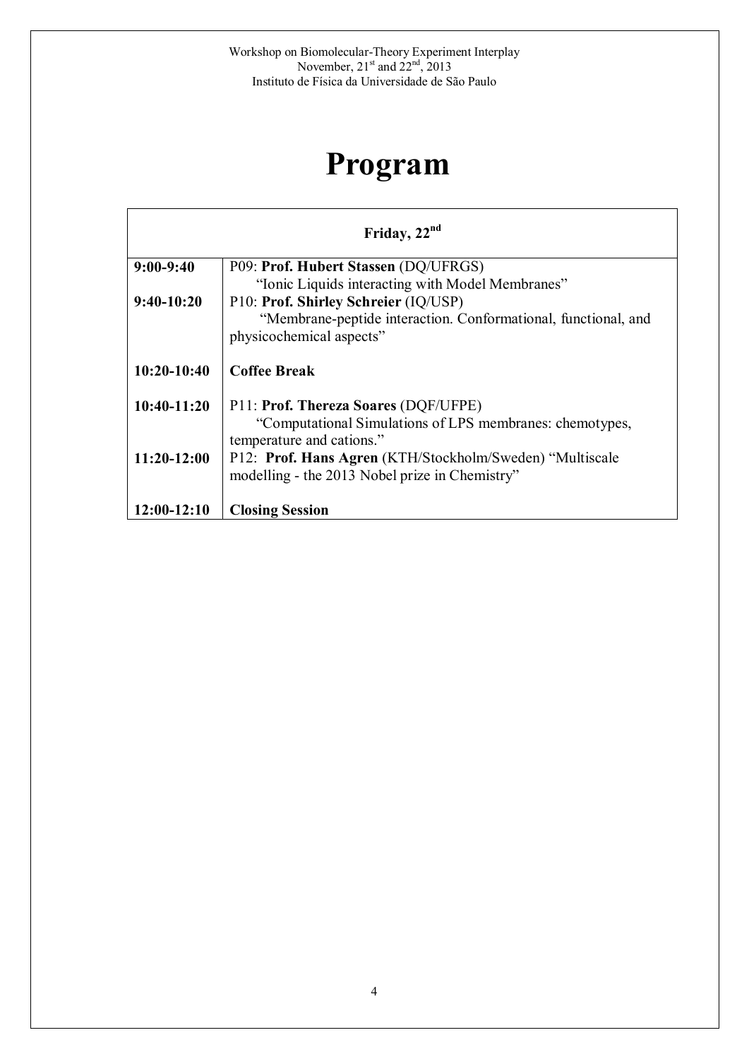# Program

| Friday, 22nd | |
|---|---|
| **9:00-9:40** | P09: **Prof. Hubert Stassen** (DQ/UFRGS) "Ionic Liquids interacting with Model Membranes" |
| **9:40-10:20** | P10: **Prof. Shirley Schreier** (IQ/USP) "Membrane-peptide interaction. Conformational, functional, and physicochemical aspects" |
| **10:20-10:40** | **Coffee Break** |
| **10:40-11:20** | P11: **Prof. Thereza Soares** (DQF/UFPE) "Computational Simulations of LPS membranes: chemotypes, temperature and cations." |
| **11:20-12:00** | P12: **Prof. Hans Agren** (KTH/Stockholm/Sweden) "Multiscale modelling - the 2013 Nobel prize in Chemistry" |
| **12:00-12:10** | **Closing Session** |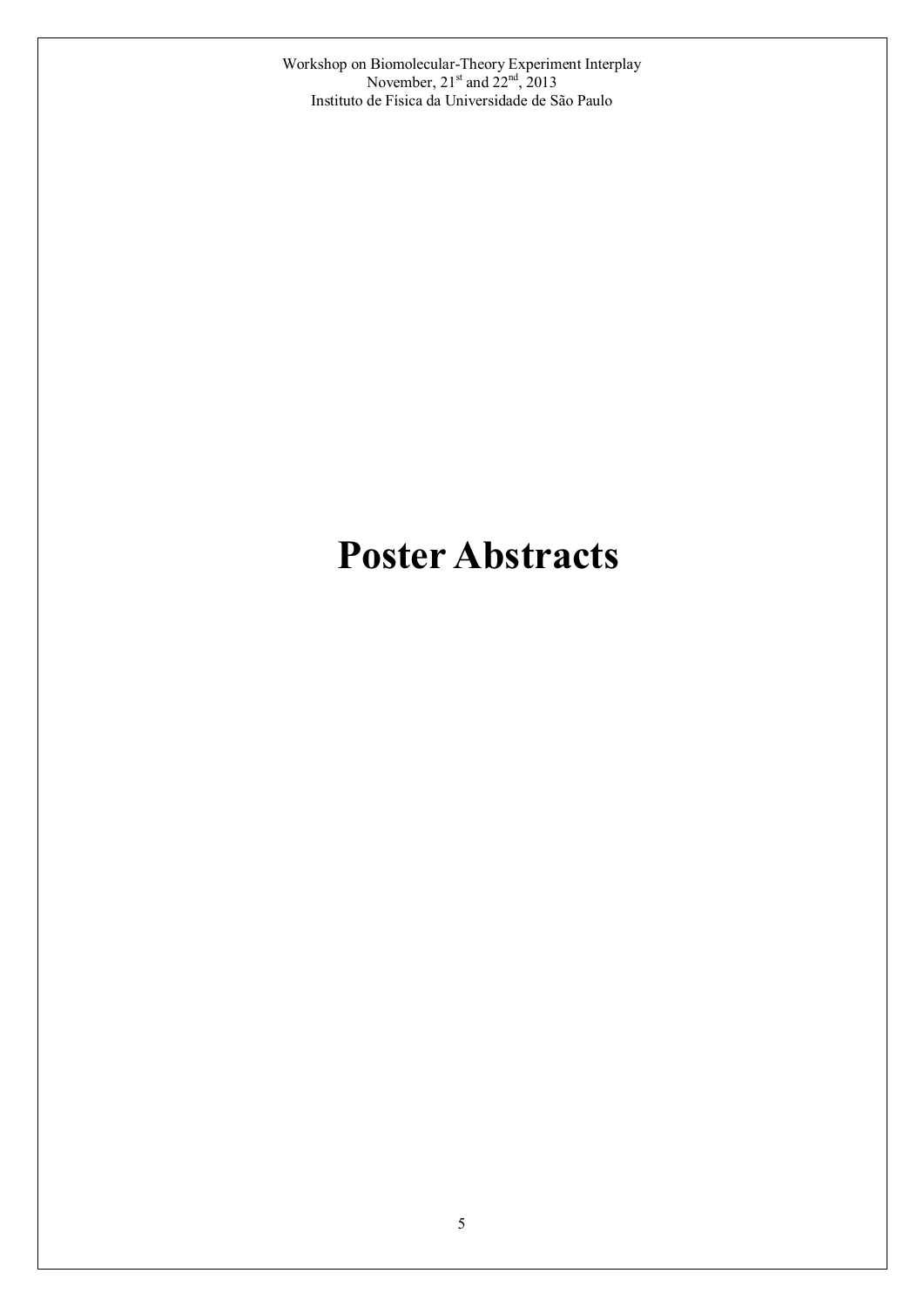# Poster Abstracts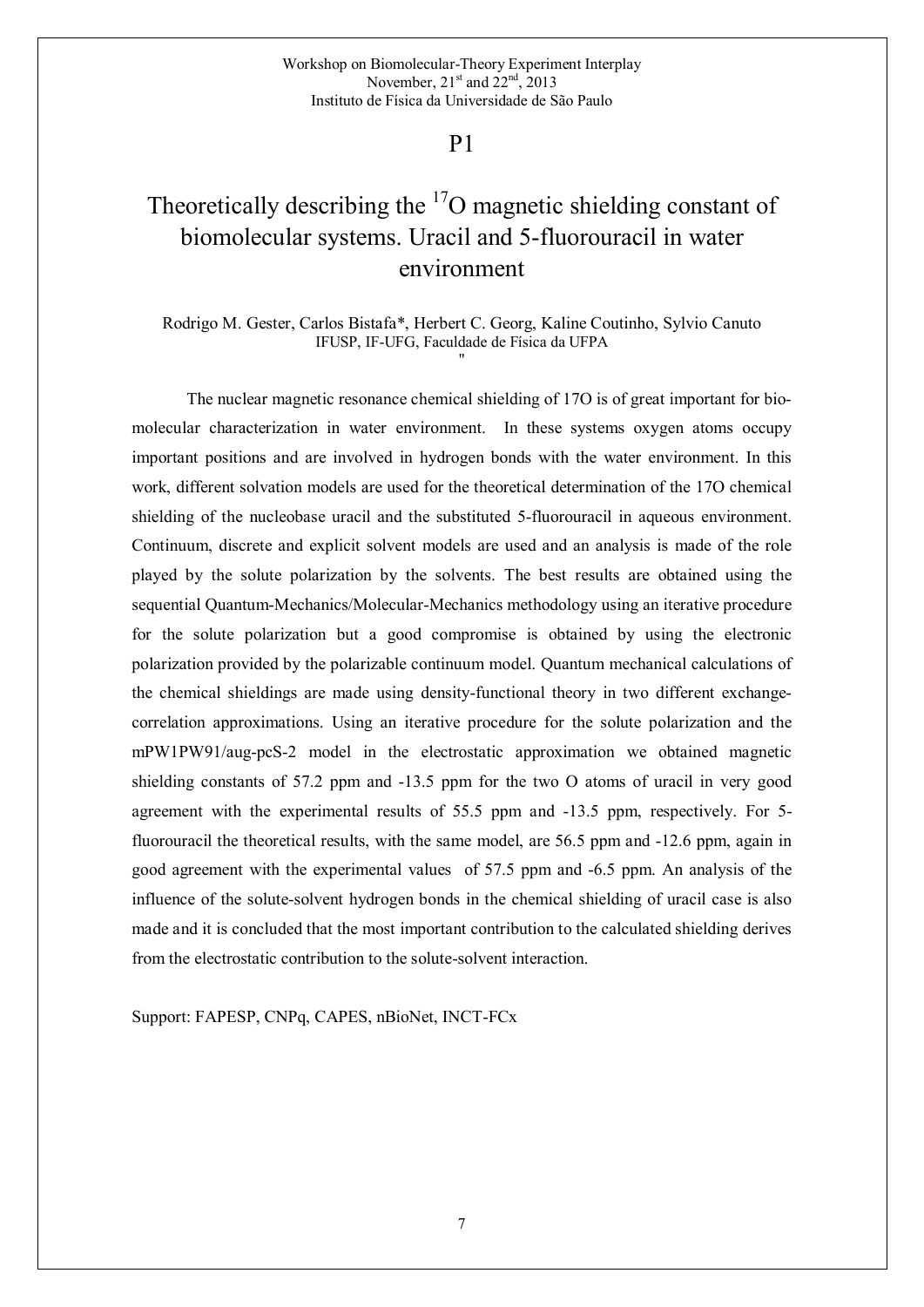P1

# Theoretically describing the $^{17}O$ magnetic shielding constant of biomolecular systems. Uracil and 5-fluorouracil in water environment

Rodrigo M. Gester, Carlos Bistafa*, Herbert C. Georg, Kaline Coutinho, Sylvio Canuto
IFUSP, IF-UFG, Faculdade de Física da UFPA

The nuclear magnetic resonance chemical shielding of 17O is of great important for bio-molecular characterization in water environment. In these systems oxygen atoms occupy important positions and are involved in hydrogen bonds with the water environment. In this work, different solvation models are used for the theoretical determination of the 17O chemical shielding of the nucleobase uracil and the substituted 5-fluorouracil in aqueous environment. Continuum, discrete and explicit solvent models are used and an analysis is made of the role played by the solute polarization by the solvents. The best results are obtained using the sequential Quantum-Mechanics/Molecular-Mechanics methodology using an iterative procedure for the solute polarization but a good compromise is obtained by using the electronic polarization provided by the polarizable continuum model. Quantum mechanical calculations of the chemical shieldings are made using density-functional theory in two different exchange-correlation approximations. Using an iterative procedure for the solute polarization and the mPW1PW91/aug-pcS-2 model in the electrostatic approximation we obtained magnetic shielding constants of 57.2 ppm and -13.5 ppm for the two O atoms of uracil in very good agreement with the experimental results of 55.5 ppm and -13.5 ppm, respectively. For 5-fluorouracil the theoretical results, with the same model, are 56.5 ppm and -12.6 ppm, again in good agreement with the experimental values of 57.5 ppm and -6.5 ppm. An analysis of the influence of the solute-solvent hydrogen bonds in the chemical shielding of uracil case is also made and it is concluded that the most important contribution to the calculated shielding derives from the electrostatic contribution to the solute-solvent interaction.

Support: FAPESP, CNPq, CAPES, nBioNet, INCT-FCx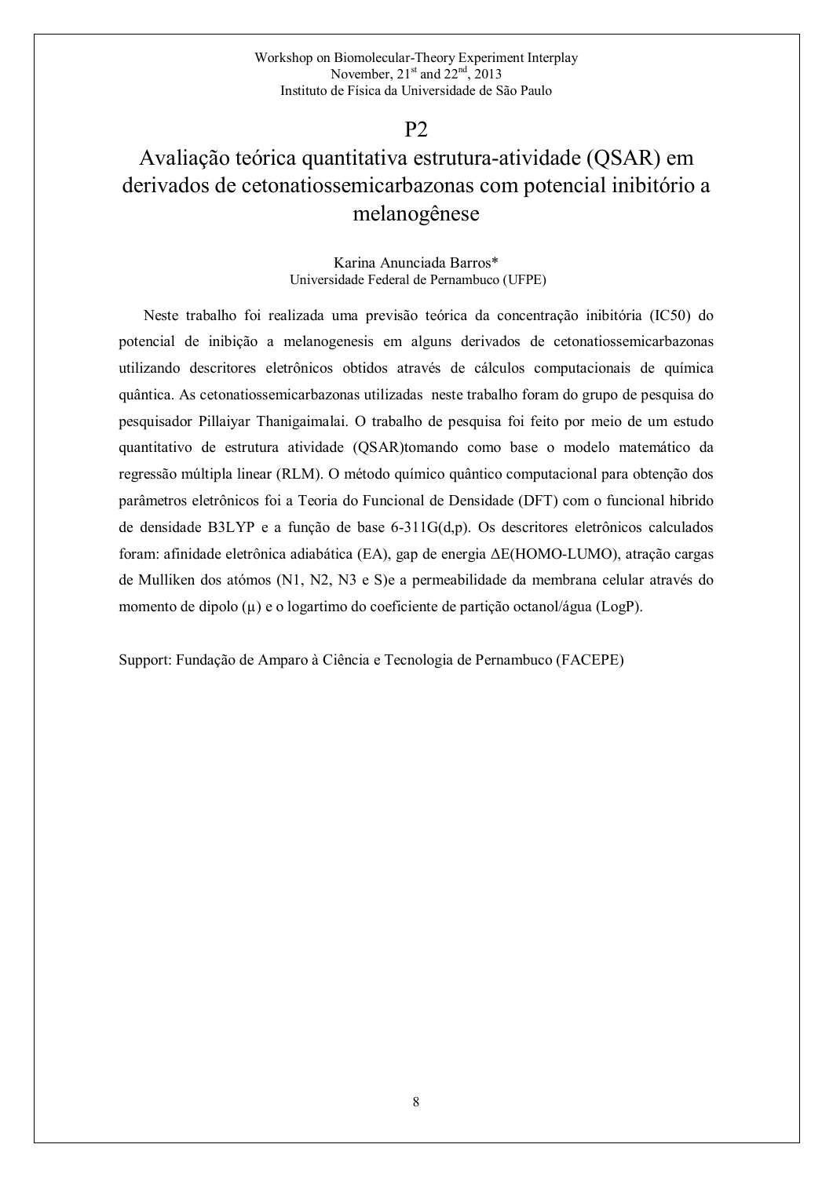# P2

# Avaliação teórica quantitativa estrutura-atividade (QSAR) em derivados de cetonatiossemicarbazonas com potencial inibitório a melanogênese

Karina Anunciada Barros*
Universidade Federal de Pernambuco (UFPE)

Neste trabalho foi realizada uma previsão teórica da concentração inibitória (IC50) do potencial de inibição a melanogenesis em alguns derivados de cetonatiossemicarbazonas utilizando descritores eletrônicos obtidos através de cálculos computacionais de química quântica. As cetonatiossemicarbazonas utilizadas neste trabalho foram do grupo de pesquisa do pesquisador Pillaiyar Thanigaimalai. O trabalho de pesquisa foi feito por meio de um estudo quantitativo de estrutura atividade (QSAR)tomando como base o modelo matemático da regressão múltipla linear (RLM). O método químico quântico computacional para obtenção dos parâmetros eletrônicos foi a Teoria do Funcional de Densidade (DFT) com o funcional hibrido de densidade B3LYP e a função de base 6-311G(d,p). Os descritores eletrônicos calculados foram: afinidade eletrônica adiabática (EA), gap de energia $\Delta$E(HOMO-LUMO), atração cargas de Mulliken dos atómos (N1, N2, N3 e S)e a permeabilidade da membrana celular através do momento de dipolo ($\mu$) e o logartimo do coeficiente de partição octanol/água (LogP).

Support: Fundação de Amparo à Ciência e Tecnologia de Pernambuco (FACEPE)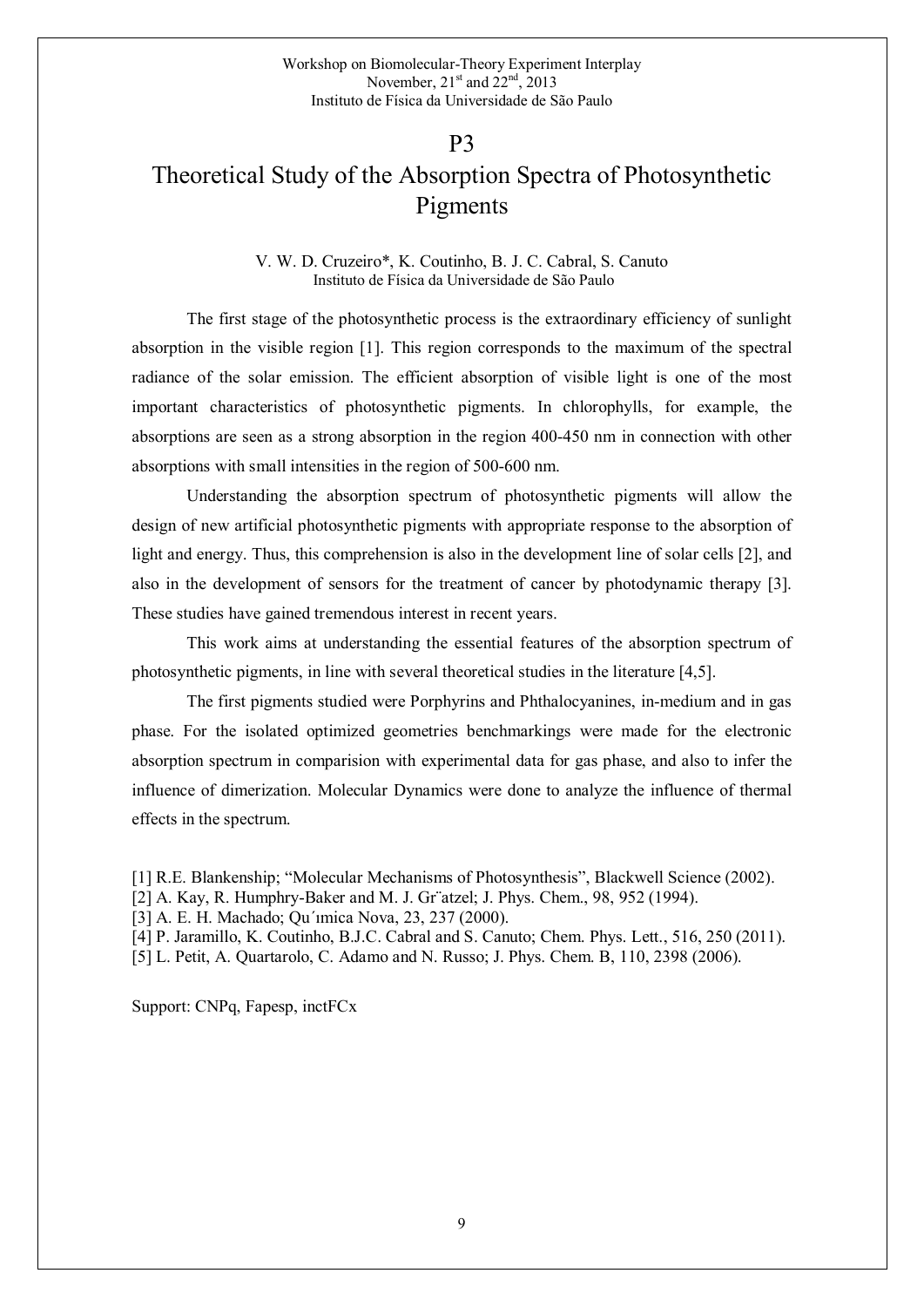# P3

# Theoretical Study of the Absorption Spectra of Photosynthetic Pigments

V. W. D. Cruzeiro*, K. Coutinho, B. J. C. Cabral, S. Canuto
Instituto de Física da Universidade de São Paulo

The first stage of the photosynthetic process is the extraordinary efficiency of sunlight absorption in the visible region [1]. This region corresponds to the maximum of the spectral radiance of the solar emission. The efficient absorption of visible light is one of the most important characteristics of photosynthetic pigments. In chlorophylls, for example, the absorptions are seen as a strong absorption in the region 400-450 nm in connection with other absorptions with small intensities in the region of 500-600 nm.

Understanding the absorption spectrum of photosynthetic pigments will allow the design of new artificial photosynthetic pigments with appropriate response to the absorption of light and energy. Thus, this comprehension is also in the development line of solar cells [2], and also in the development of sensors for the treatment of cancer by photodynamic therapy [3]. These studies have gained tremendous interest in recent years.

This work aims at understanding the essential features of the absorption spectrum of photosynthetic pigments, in line with several theoretical studies in the literature [4,5].

The first pigments studied were Porphyrins and Phthalocyanines, in-medium and in gas phase. For the isolated optimized geometries benchmarkings were made for the electronic absorption spectrum in comparision with experimental data for gas phase, and also to infer the influence of dimerization. Molecular Dynamics were done to analyze the influence of thermal effects in the spectrum.

[1] R.E. Blankenship; "Molecular Mechanisms of Photosynthesis", Blackwell Science (2002).
[2] A. Kay, R. Humphry-Baker and M. J. Gr¨atzel; J. Phys. Chem., 98, 952 (1994).
[3] A. E. H. Machado; Qu´ımica Nova, 23, 237 (2000).
[4] P. Jaramillo, K. Coutinho, B.J.C. Cabral and S. Canuto; Chem. Phys. Lett., 516, 250 (2011).
[5] L. Petit, A. Quartarolo, C. Adamo and N. Russo; J. Phys. Chem. B, 110, 2398 (2006).

Support: CNPq, Fapesp, inctFCx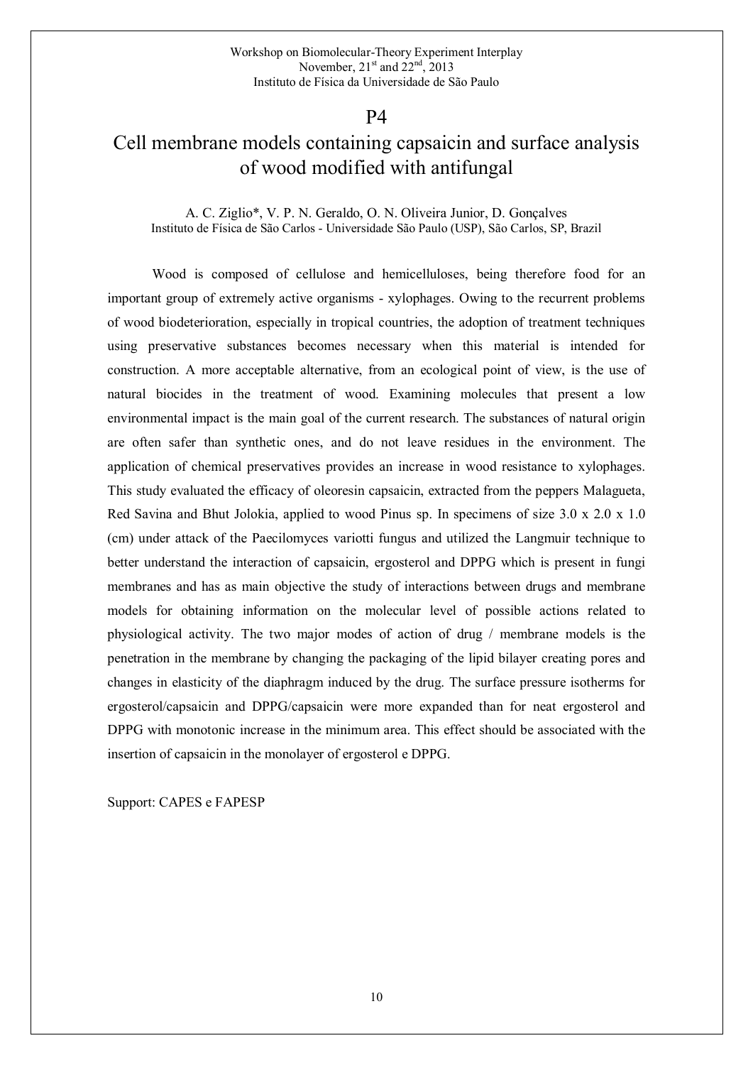# P4

# Cell membrane models containing capsaicin and surface analysis of wood modified with antifungal

A. C. Ziglio*, V. P. N. Geraldo, O. N. Oliveira Junior, D. Gonçalves
Instituto de Física de São Carlos - Universidade São Paulo (USP), São Carlos, SP, Brazil

Wood is composed of cellulose and hemicelluloses, being therefore food for an important group of extremely active organisms - xylophages. Owing to the recurrent problems of wood biodeterioration, especially in tropical countries, the adoption of treatment techniques using preservative substances becomes necessary when this material is intended for construction. A more acceptable alternative, from an ecological point of view, is the use of natural biocides in the treatment of wood. Examining molecules that present a low environmental impact is the main goal of the current research. The substances of natural origin are often safer than synthetic ones, and do not leave residues in the environment. The application of chemical preservatives provides an increase in wood resistance to xylophages. This study evaluated the efficacy of oleoresin capsaicin, extracted from the peppers Malagueta, Red Savina and Bhut Jolokia, applied to wood Pinus sp. In specimens of size 3.0 x 2.0 x 1.0 (cm) under attack of the Paecilomyces variotti fungus and utilized the Langmuir technique to better understand the interaction of capsaicin, ergosterol and DPPG which is present in fungi membranes and has as main objective the study of interactions between drugs and membrane models for obtaining information on the molecular level of possible actions related to physiological activity. The two major modes of action of drug / membrane models is the penetration in the membrane by changing the packaging of the lipid bilayer creating pores and changes in elasticity of the diaphragm induced by the drug. The surface pressure isotherms for ergosterol/capsaicin and DPPG/capsaicin were more expanded than for neat ergosterol and DPPG with monotonic increase in the minimum area. This effect should be associated with the insertion of capsaicin in the monolayer of ergosterol e DPPG.

Support: CAPES e FAPESP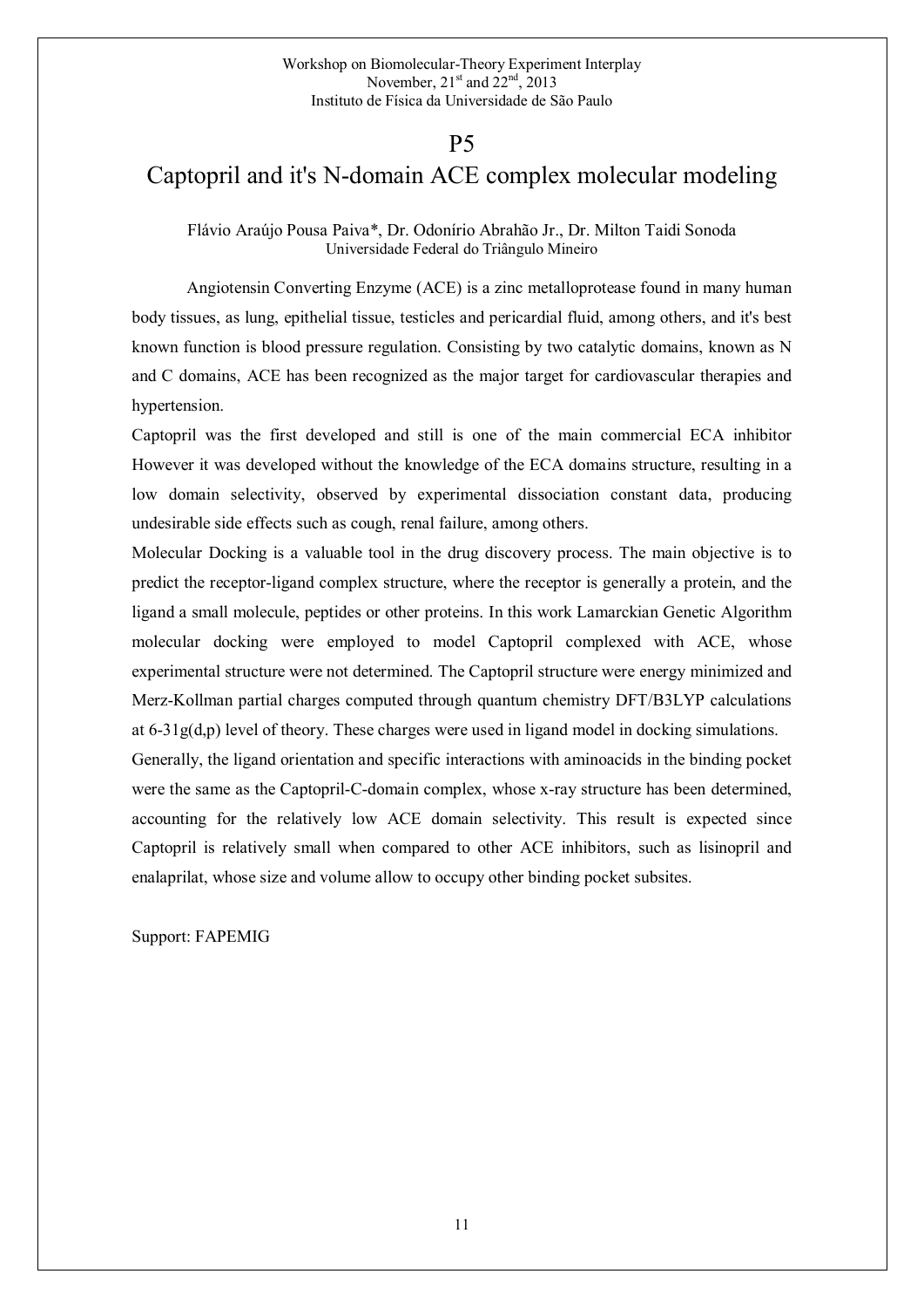# P5

# Captopril and it's N-domain ACE complex molecular modeling

Flávio Araújo Pousa Paiva*, Dr. Odonírio Abrahão Jr., Dr. Milton Taidi Sonoda
Universidade Federal do Triângulo Mineiro

Angiotensin Converting Enzyme (ACE) is a zinc metalloprotease found in many human body tissues, as lung, epithelial tissue, testicles and pericardial fluid, among others, and it's best known function is blood pressure regulation. Consisting by two catalytic domains, known as N and C domains, ACE has been recognized as the major target for cardiovascular therapies and hypertension.

Captopril was the first developed and still is one of the main commercial ECA inhibitor However it was developed without the knowledge of the ECA domains structure, resulting in a low domain selectivity, observed by experimental dissociation constant data, producing undesirable side effects such as cough, renal failure, among others.

Molecular Docking is a valuable tool in the drug discovery process. The main objective is to predict the receptor-ligand complex structure, where the receptor is generally a protein, and the ligand a small molecule, peptides or other proteins. In this work Lamarckian Genetic Algorithm molecular docking were employed to model Captopril complexed with ACE, whose experimental structure were not determined. The Captopril structure were energy minimized and Merz-Kollman partial charges computed through quantum chemistry DFT/B3LYP calculations at 6-31g(d,p) level of theory. These charges were used in ligand model in docking simulations.

Generally, the ligand orientation and specific interactions with aminoacids in the binding pocket were the same as the Captopril-C-domain complex, whose x-ray structure has been determined, accounting for the relatively low ACE domain selectivity. This result is expected since Captopril is relatively small when compared to other ACE inhibitors, such as lisinopril and enalaprilat, whose size and volume allow to occupy other binding pocket subsites.

Support: FAPEMIG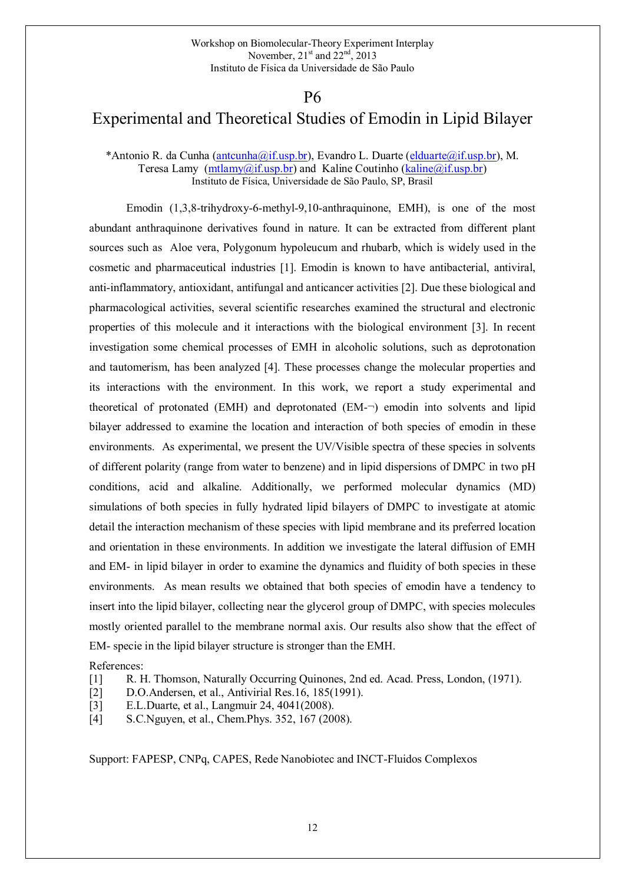Workshop on Biomolecular-Theory Experiment Interplay
November, 21st and 22nd, 2013
Instituto de Física da Universidade de São Paulo

# P6

# Experimental and Theoretical Studies of Emodin in Lipid Bilayer

*Antonio R. da Cunha (antcunha@if.usp.br), Evandro L. Duarte (elduarte@if.usp.br), M. Teresa Lamy (mtlamy@if.usp.br) and Kaline Coutinho (kaline@if.usp.br)
Instituto de Física, Universidade de São Paulo, SP, Brasil

Emodin (1,3,8-trihydroxy-6-methyl-9,10-anthraquinone, EMH), is one of the most abundant anthraquinone derivatives found in nature. It can be extracted from different plant sources such as Aloe vera, Polygonum hypoleucum and rhubarb, which is widely used in the cosmetic and pharmaceutical industries [1]. Emodin is known to have antibacterial, antiviral, anti-inflammatory, antioxidant, antifungal and anticancer activities [2]. Due these biological and pharmacological activities, several scientific researches examined the structural and electronic properties of this molecule and it interactions with the biological environment [3]. In recent investigation some chemical processes of EMH in alcoholic solutions, such as deprotonation and tautomerism, has been analyzed [4]. These processes change the molecular properties and its interactions with the environment. In this work, we report a study experimental and theoretical of protonated (EMH) and deprotonated (EM-¬) emodin into solvents and lipid bilayer addressed to examine the location and interaction of both species of emodin in these environments. As experimental, we present the UV/Visible spectra of these species in solvents of different polarity (range from water to benzene) and in lipid dispersions of DMPC in two pH conditions, acid and alkaline. Additionally, we performed molecular dynamics (MD) simulations of both species in fully hydrated lipid bilayers of DMPC to investigate at atomic detail the interaction mechanism of these species with lipid membrane and its preferred location and orientation in these environments. In addition we investigate the lateral diffusion of EMH and EM- in lipid bilayer in order to examine the dynamics and fluidity of both species in these environments. As mean results we obtained that both species of emodin have a tendency to insert into the lipid bilayer, collecting near the glycerol group of DMPC, with species molecules mostly oriented parallel to the membrane normal axis. Our results also show that the effect of EM- specie in the lipid bilayer structure is stronger than the EMH.

References:

[1] R. H. Thomson, Naturally Occurring Quinones, 2nd ed. Acad. Press, London, (1971).
[2] D.O.Andersen, et al., Antivirial Res.16, 185(1991).
[3] E.L.Duarte, et al., Langmuir 24, 4041(2008).
[4] S.C.Nguyen, et al., Chem.Phys. 352, 167 (2008).

Support: FAPESP, CNPq, CAPES, Rede Nanobiotec and INCT-Fluidos Complexos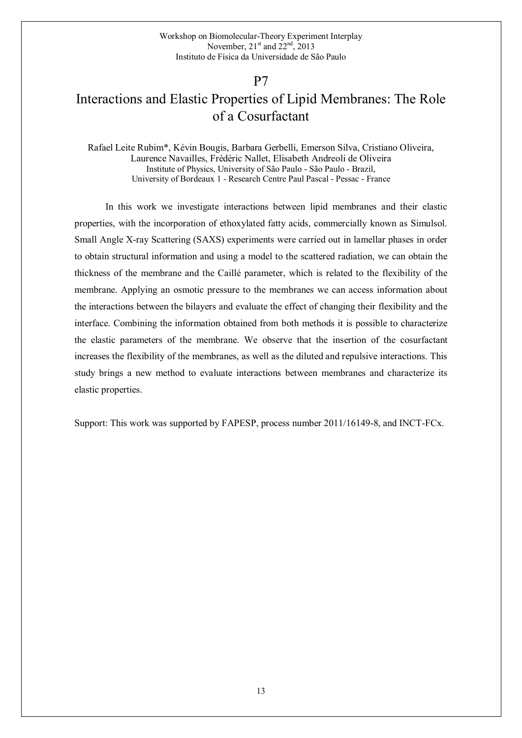# P7

# Interactions and Elastic Properties of Lipid Membranes: The Role of a Cosurfactant

Rafael Leite Rubim*, Kévin Bougis, Barbara Gerbelli, Emerson Silva, Cristiano Oliveira, Laurence Navailles, Frédéric Nallet, Elisabeth Andreoli de Oliveira

Institute of Physics, University of São Paulo - São Paulo - Brazil,
University of Bordeaux 1 - Research Centre Paul Pascal - Pessac - France

In this work we investigate interactions between lipid membranes and their elastic properties, with the incorporation of ethoxylated fatty acids, commercially known as Simulsol. Small Angle X-ray Scattering (SAXS) experiments were carried out in lamellar phases in order to obtain structural information and using a model to the scattered radiation, we can obtain the thickness of the membrane and the Caillé parameter, which is related to the flexibility of the membrane. Applying an osmotic pressure to the membranes we can access information about the interactions between the bilayers and evaluate the effect of changing their flexibility and the interface. Combining the information obtained from both methods it is possible to characterize the elastic parameters of the membrane. We observe that the insertion of the cosurfactant increases the flexibility of the membranes, as well as the diluted and repulsive interactions. This study brings a new method to evaluate interactions between membranes and characterize its elastic properties.

Support: This work was supported by FAPESP, process number 2011/16149-8, and INCT-FCx.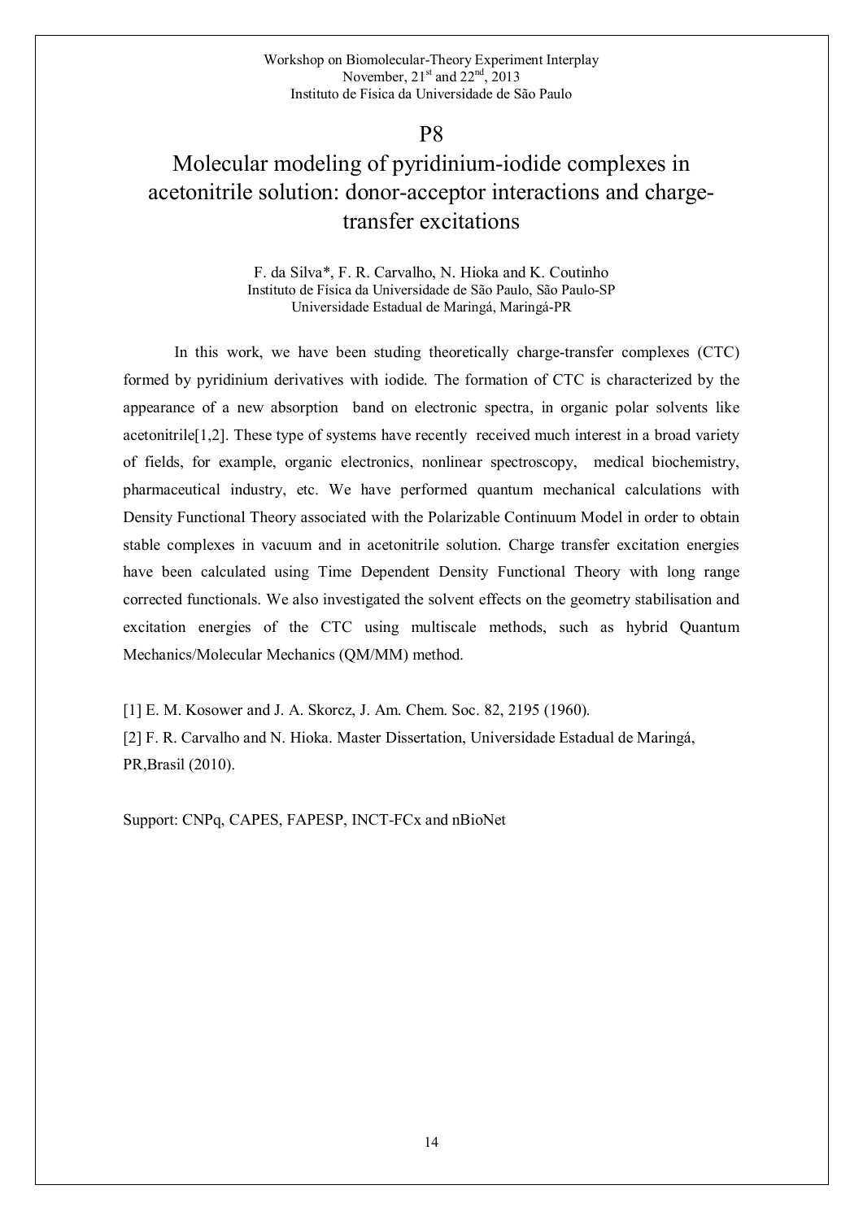## P8

# Molecular modeling of pyridinium-iodide complexes in acetonitrile solution: donor-acceptor interactions and charge-transfer excitations

F. da Silva*, F. R. Carvalho, N. Hioka and K. Coutinho
Instituto de Física da Universidade de São Paulo, São Paulo-SP
Universidade Estadual de Maringá, Maringá-PR

In this work, we have been studing theoretically charge-transfer complexes (CTC) formed by pyridinium derivatives with iodide. The formation of CTC is characterized by the appearance of a new absorption band on electronic spectra, in organic polar solvents like acetonitrile[1,2]. These type of systems have recently received much interest in a broad variety of fields, for example, organic electronics, nonlinear spectroscopy, medical biochemistry, pharmaceutical industry, etc. We have performed quantum mechanical calculations with Density Functional Theory associated with the Polarizable Continuum Model in order to obtain stable complexes in vacuum and in acetonitrile solution. Charge transfer excitation energies have been calculated using Time Dependent Density Functional Theory with long range corrected functionals. We also investigated the solvent effects on the geometry stabilisation and excitation energies of the CTC using multiscale methods, such as hybrid Quantum Mechanics/Molecular Mechanics (QM/MM) method.

[1] E. M. Kosower and J. A. Skorcz, J. Am. Chem. Soc. 82, 2195 (1960).

[2] F. R. Carvalho and N. Hioka. Master Dissertation, Universidade Estadual de Maringá, PR,Brasil (2010).

Support: CNPq, CAPES, FAPESP, INCT-FCx and nBioNet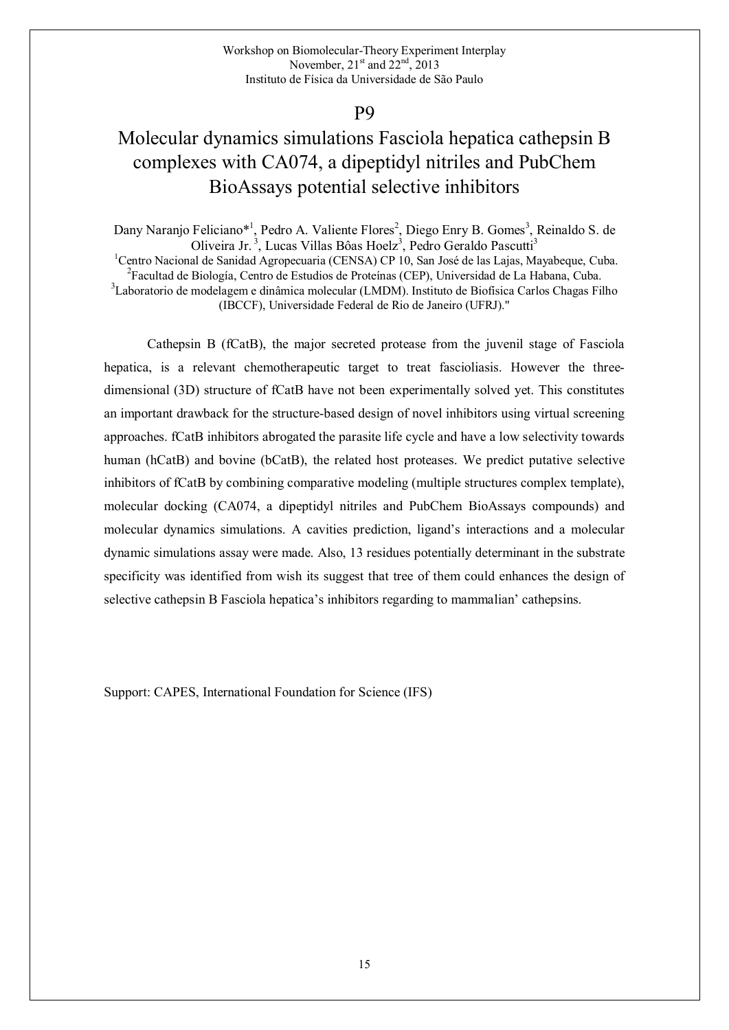## P9

# Molecular dynamics simulations Fasciola hepatica cathepsin B complexes with CA074, a dipeptidyl nitriles and PubChem BioAssays potential selective inhibitors

Dany Naranjo Feliciano*[1], Pedro A. Valiente Flores[2], Diego Enry B. Gomes[3], Reinaldo S. de Oliveira Jr. [3], Lucas Villas Bôas Hoelz[3], Pedro Geraldo Pascutti[3]

[1]Centro Nacional de Sanidad Agropecuaria (CENSA) CP 10, San José de las Lajas, Mayabeque, Cuba.
[2]Facultad de Biología, Centro de Estudios de Proteínas (CEP), Universidad de La Habana, Cuba.
[3]Laboratorio de modelagem e dinâmica molecular (LMDM). Instituto de Biofísica Carlos Chagas Filho (IBCCF), Universidade Federal de Rio de Janeiro (UFRJ)."

Cathepsin B (fCatB), the major secreted protease from the juvenil stage of Fasciola hepatica, is a relevant chemotherapeutic target to treat fascioliasis. However the three-dimensional (3D) structure of fCatB have not been experimentally solved yet. This constitutes an important drawback for the structure-based design of novel inhibitors using virtual screening approaches. fCatB inhibitors abrogated the parasite life cycle and have a low selectivity towards human (hCatB) and bovine (bCatB), the related host proteases. We predict putative selective inhibitors of fCatB by combining comparative modeling (multiple structures complex template), molecular docking (CA074, a dipeptidyl nitriles and PubChem BioAssays compounds) and molecular dynamics simulations. A cavities prediction, ligand's interactions and a molecular dynamic simulations assay were made. Also, 13 residues potentially determinant in the substrate specificity was identified from wish its suggest that tree of them could enhances the design of selective cathepsin B Fasciola hepatica's inhibitors regarding to mammalian' cathepsins.

Support: CAPES, International Foundation for Science (IFS)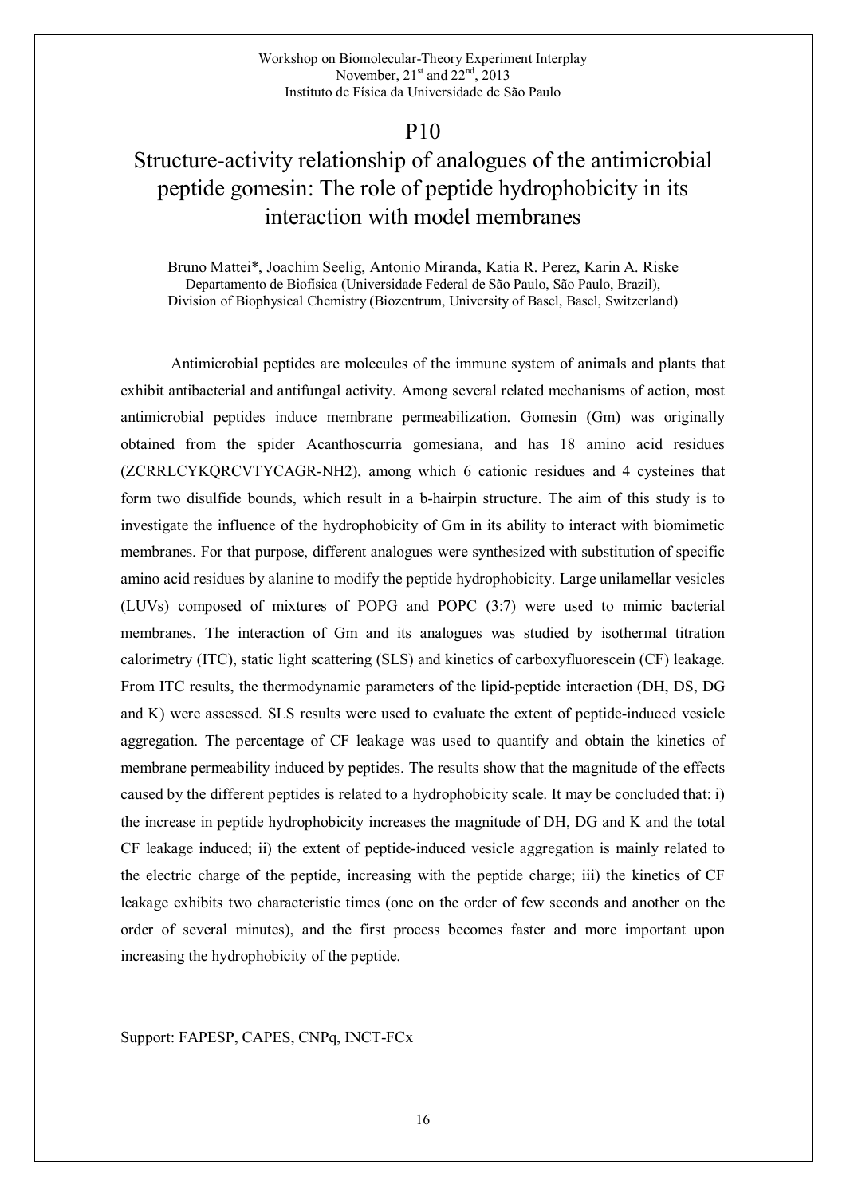# P10

# Structure-activity relationship of analogues of the antimicrobial peptide gomesin: The role of peptide hydrophobicity in its interaction with model membranes

Bruno Mattei*, Joachim Seelig, Antonio Miranda, Katia R. Perez, Karin A. Riske
Departamento de Biofísica (Universidade Federal de São Paulo, São Paulo, Brazil),
Division of Biophysical Chemistry (Biozentrum, University of Basel, Basel, Switzerland)

Antimicrobial peptides are molecules of the immune system of animals and plants that exhibit antibacterial and antifungal activity. Among several related mechanisms of action, most antimicrobial peptides induce membrane permeabilization. Gomesin (Gm) was originally obtained from the spider Acanthoscurria gomesiana, and has 18 amino acid residues (ZCRRLCYKQRCVTYCAGR-NH2), among which 6 cationic residues and 4 cysteines that form two disulfide bounds, which result in a b-hairpin structure. The aim of this study is to investigate the influence of the hydrophobicity of Gm in its ability to interact with biomimetic membranes. For that purpose, different analogues were synthesized with substitution of specific amino acid residues by alanine to modify the peptide hydrophobicity. Large unilamellar vesicles (LUVs) composed of mixtures of POPG and POPC (3:7) were used to mimic bacterial membranes. The interaction of Gm and its analogues was studied by isothermal titration calorimetry (ITC), static light scattering (SLS) and kinetics of carboxyfluorescein (CF) leakage. From ITC results, the thermodynamic parameters of the lipid-peptide interaction (DH, DS, DG and K) were assessed. SLS results were used to evaluate the extent of peptide-induced vesicle aggregation. The percentage of CF leakage was used to quantify and obtain the kinetics of membrane permeability induced by peptides. The results show that the magnitude of the effects caused by the different peptides is related to a hydrophobicity scale. It may be concluded that: i) the increase in peptide hydrophobicity increases the magnitude of DH, DG and K and the total CF leakage induced; ii) the extent of peptide-induced vesicle aggregation is mainly related to the electric charge of the peptide, increasing with the peptide charge; iii) the kinetics of CF leakage exhibits two characteristic times (one on the order of few seconds and another on the order of several minutes), and the first process becomes faster and more important upon increasing the hydrophobicity of the peptide.

Support: FAPESP, CAPES, CNPq, INCT-FCx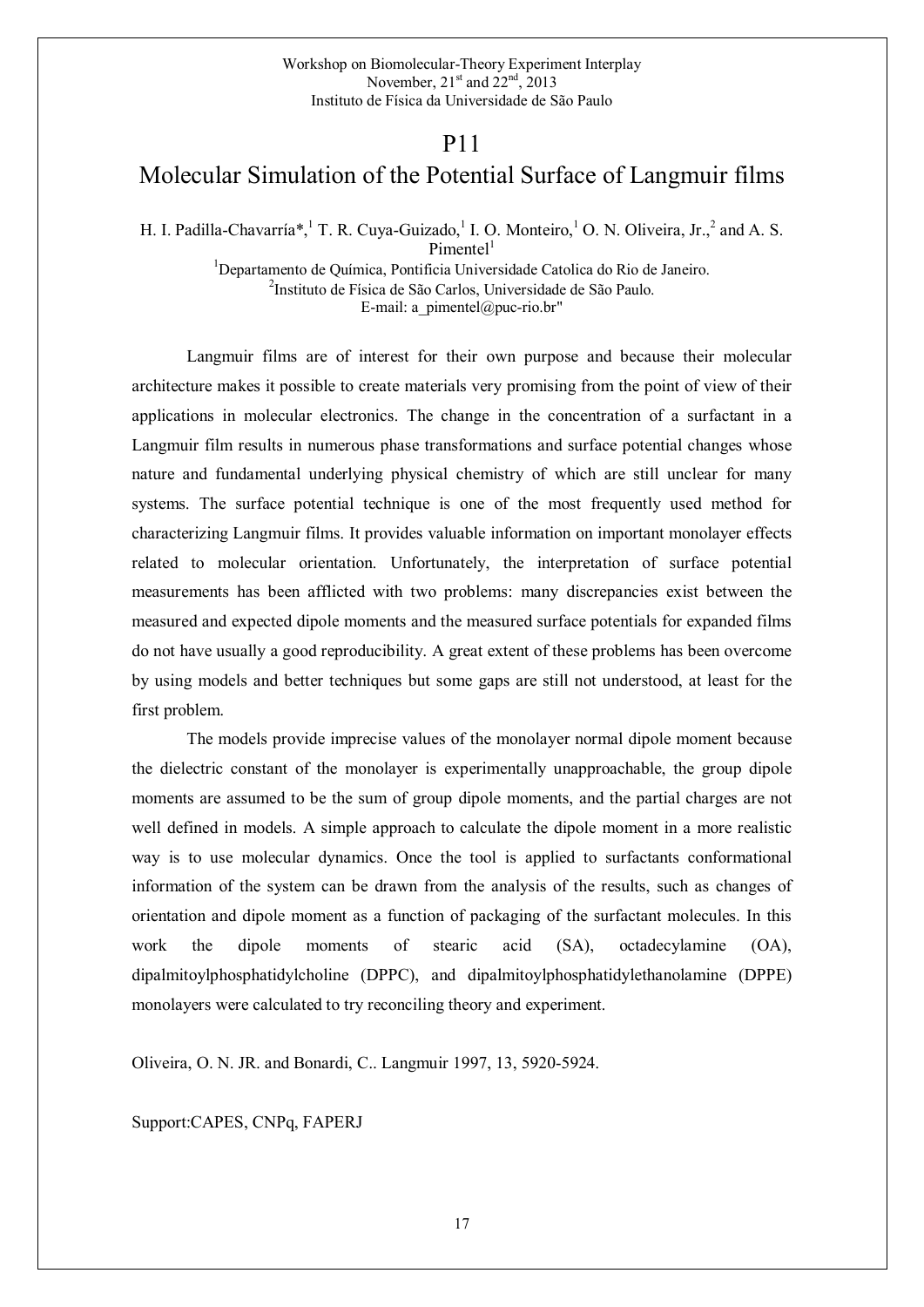# P11

## Molecular Simulation of the Potential Surface of Langmuir films

H. I. Padilla-Chavarría*,[1] T. R. Cuya-Guizado,[1] I. O. Monteiro,[1] O. N. Oliveira, Jr.,[2] and A. S. Pimentel[1]

[1]Departamento de Química, Pontifícia Universidade Catolica do Rio de Janeiro.

[2]Instituto de Física de São Carlos, Universidade de São Paulo.

E-mail: a_pimentel@puc-rio.br"

Langmuir films are of interest for their own purpose and because their molecular architecture makes it possible to create materials very promising from the point of view of their applications in molecular electronics. The change in the concentration of a surfactant in a Langmuir film results in numerous phase transformations and surface potential changes whose nature and fundamental underlying physical chemistry of which are still unclear for many systems. The surface potential technique is one of the most frequently used method for characterizing Langmuir films. It provides valuable information on important monolayer effects related to molecular orientation. Unfortunately, the interpretation of surface potential measurements has been afflicted with two problems: many discrepancies exist between the measured and expected dipole moments and the measured surface potentials for expanded films do not have usually a good reproducibility. A great extent of these problems has been overcome by using models and better techniques but some gaps are still not understood, at least for the first problem.

The models provide imprecise values of the monolayer normal dipole moment because the dielectric constant of the monolayer is experimentally unapproachable, the group dipole moments are assumed to be the sum of group dipole moments, and the partial charges are not well defined in models. A simple approach to calculate the dipole moment in a more realistic way is to use molecular dynamics. Once the tool is applied to surfactants conformational information of the system can be drawn from the analysis of the results, such as changes of orientation and dipole moment as a function of packaging of the surfactant molecules. In this work the dipole moments of stearic acid (SA), octadecylamine (OA), dipalmitoylphosphatidylcholine (DPPC), and dipalmitoylphosphatidylethanolamine (DPPE) monolayers were calculated to try reconciling theory and experiment.

Oliveira, O. N. JR. and Bonardi, C.. Langmuir 1997, 13, 5920-5924.

Support:CAPES, CNPq, FAPERJ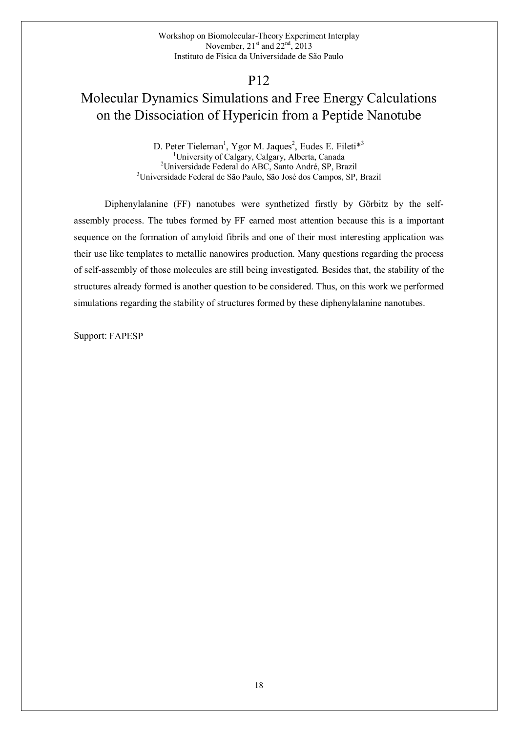# P12

# Molecular Dynamics Simulations and Free Energy Calculations on the Dissociation of Hypericin from a Peptide Nanotube

D. Peter Tieleman[1], Ygor M. Jaques[2], Eudes E. Fileti*[3]

[1]University of Calgary, Calgary, Alberta, Canada
[2]Universidade Federal do ABC, Santo André, SP, Brazil
[3]Universidade Federal de São Paulo, São José dos Campos, SP, Brazil

Diphenylalanine (FF) nanotubes were synthetized firstly by Görbitz by the self-assembly process. The tubes formed by FF earned most attention because this is a important sequence on the formation of amyloid fibrils and one of their most interesting application was their use like templates to metallic nanowires production. Many questions regarding the process of self-assembly of those molecules are still being investigated. Besides that, the stability of the structures already formed is another question to be considered. Thus, on this work we performed simulations regarding the stability of structures formed by these diphenylalanine nanotubes.

Support: FAPESP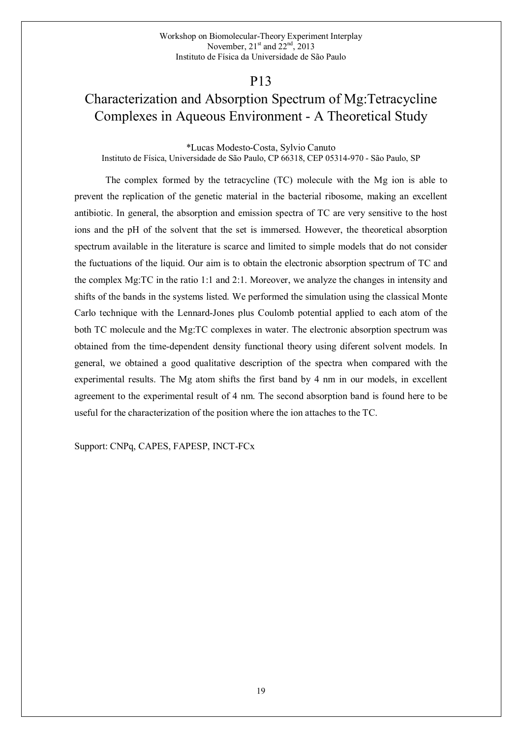## P13

# Characterization and Absorption Spectrum of Mg:Tetracycline Complexes in Aqueous Environment - A Theoretical Study

*Lucas Modesto-Costa, Sylvio Canuto
Instituto de Física, Universidade de São Paulo, CP 66318, CEP 05314-970 - São Paulo, SP

The complex formed by the tetracycline (TC) molecule with the Mg ion is able to prevent the replication of the genetic material in the bacterial ribosome, making an excellent antibiotic. In general, the absorption and emission spectra of TC are very sensitive to the host ions and the pH of the solvent that the set is immersed. However, the theoretical absorption spectrum available in the literature is scarce and limited to simple models that do not consider the fuctuations of the liquid. Our aim is to obtain the electronic absorption spectrum of TC and the complex Mg:TC in the ratio 1:1 and 2:1. Moreover, we analyze the changes in intensity and shifts of the bands in the systems listed. We performed the simulation using the classical Monte Carlo technique with the Lennard-Jones plus Coulomb potential applied to each atom of the both TC molecule and the Mg:TC complexes in water. The electronic absorption spectrum was obtained from the time-dependent density functional theory using diferent solvent models. In general, we obtained a good qualitative description of the spectra when compared with the experimental results. The Mg atom shifts the first band by 4 nm in our models, in excellent agreement to the experimental result of 4 nm. The second absorption band is found here to be useful for the characterization of the position where the ion attaches to the TC.

Support: CNPq, CAPES, FAPESP, INCT-FCx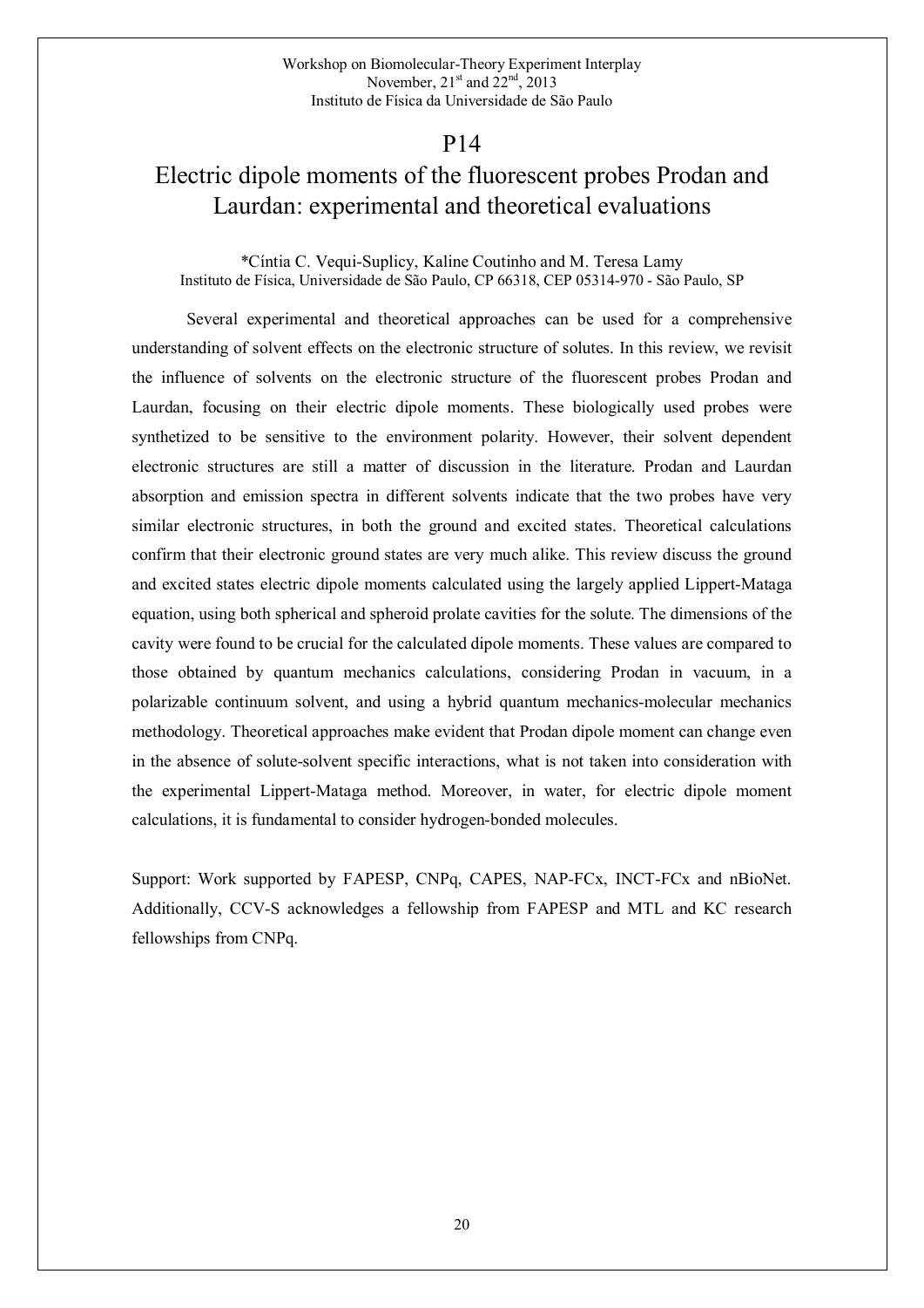## P14

# Electric dipole moments of the fluorescent probes Prodan and Laurdan: experimental and theoretical evaluations

*Cíntia C. Vequi-Suplicy, Kaline Coutinho and M. Teresa Lamy
Instituto de Física, Universidade de São Paulo, CP 66318, CEP 05314-970 - São Paulo, SP

Several experimental and theoretical approaches can be used for a comprehensive understanding of solvent effects on the electronic structure of solutes. In this review, we revisit the influence of solvents on the electronic structure of the fluorescent probes Prodan and Laurdan, focusing on their electric dipole moments. These biologically used probes were synthetized to be sensitive to the environment polarity. However, their solvent dependent electronic structures are still a matter of discussion in the literature. Prodan and Laurdan absorption and emission spectra in different solvents indicate that the two probes have very similar electronic structures, in both the ground and excited states. Theoretical calculations confirm that their electronic ground states are very much alike. This review discuss the ground and excited states electric dipole moments calculated using the largely applied Lippert-Mataga equation, using both spherical and spheroid prolate cavities for the solute. The dimensions of the cavity were found to be crucial for the calculated dipole moments. These values are compared to those obtained by quantum mechanics calculations, considering Prodan in vacuum, in a polarizable continuum solvent, and using a hybrid quantum mechanics-molecular mechanics methodology. Theoretical approaches make evident that Prodan dipole moment can change even in the absence of solute-solvent specific interactions, what is not taken into consideration with the experimental Lippert-Mataga method. Moreover, in water, for electric dipole moment calculations, it is fundamental to consider hydrogen-bonded molecules.

Support: Work supported by FAPESP, CNPq, CAPES, NAP-FCx, INCT-FCx and nBioNet. Additionally, CCV-S acknowledges a fellowship from FAPESP and MTL and KC research fellowships from CNPq.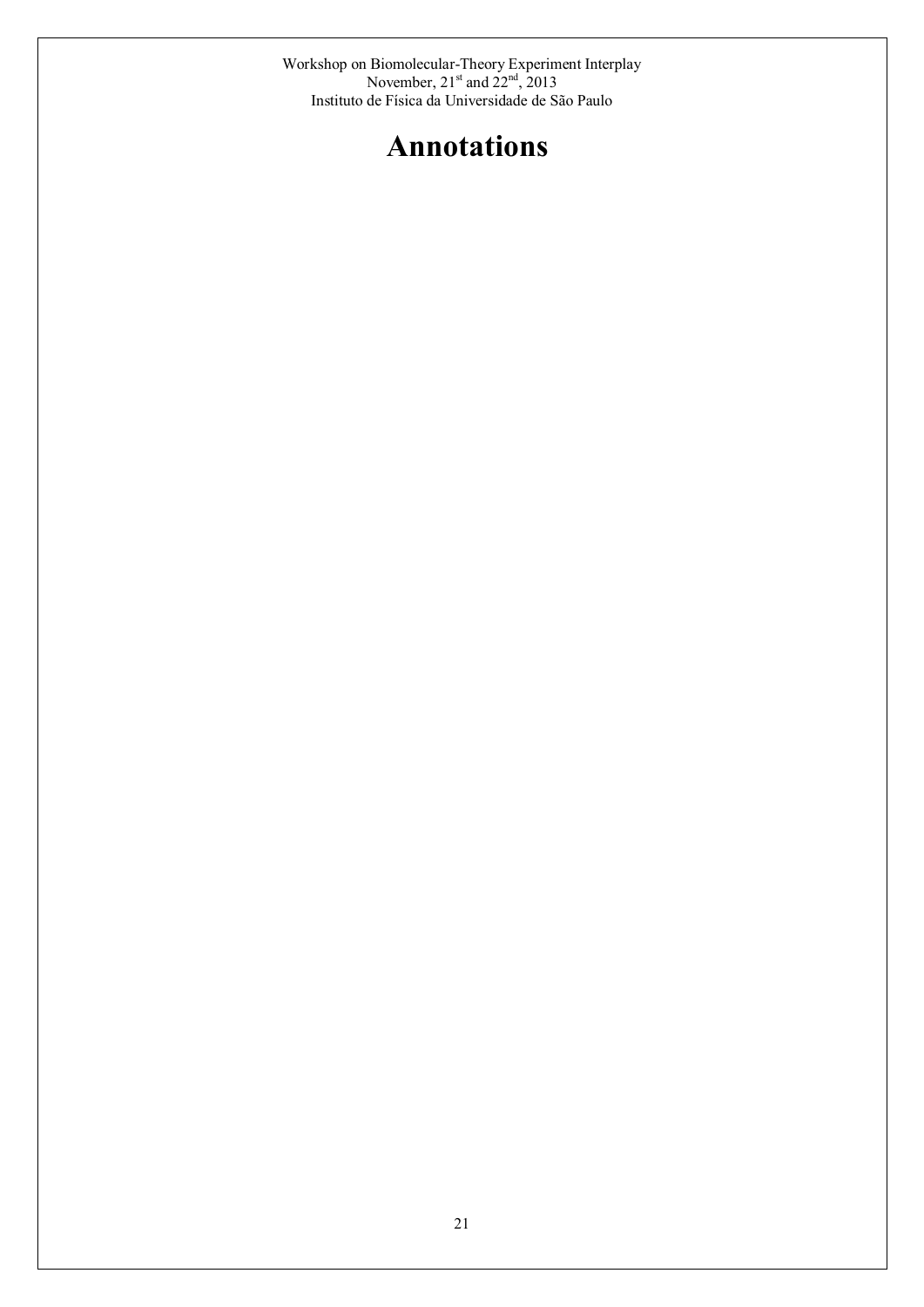# Annotations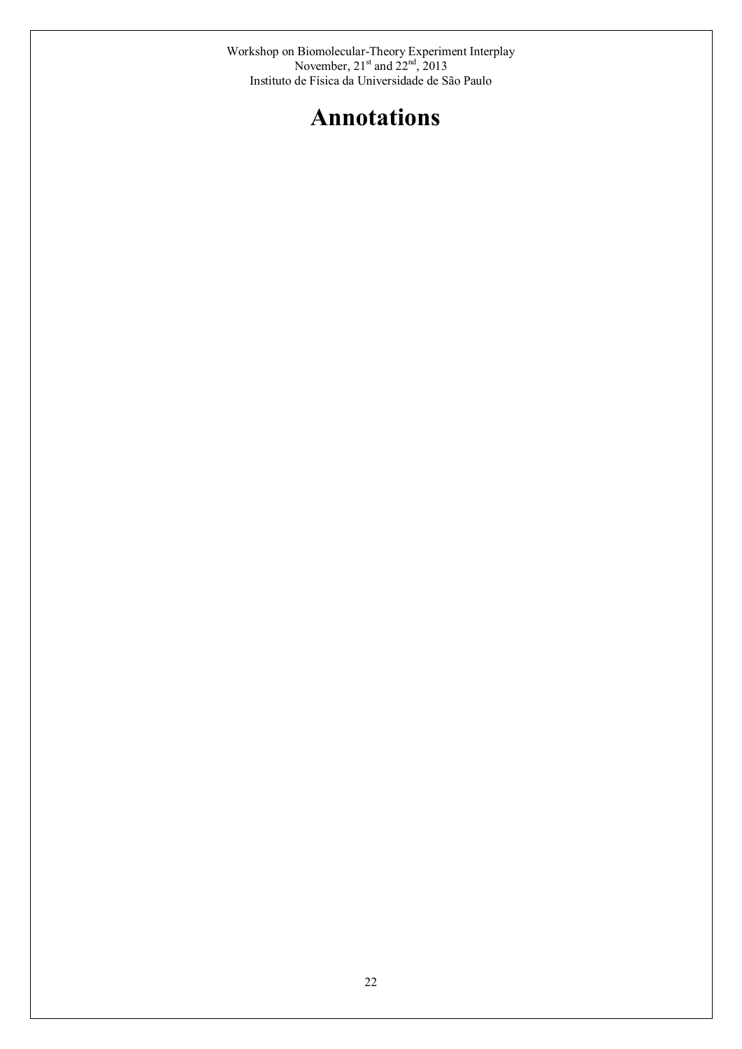# Annotations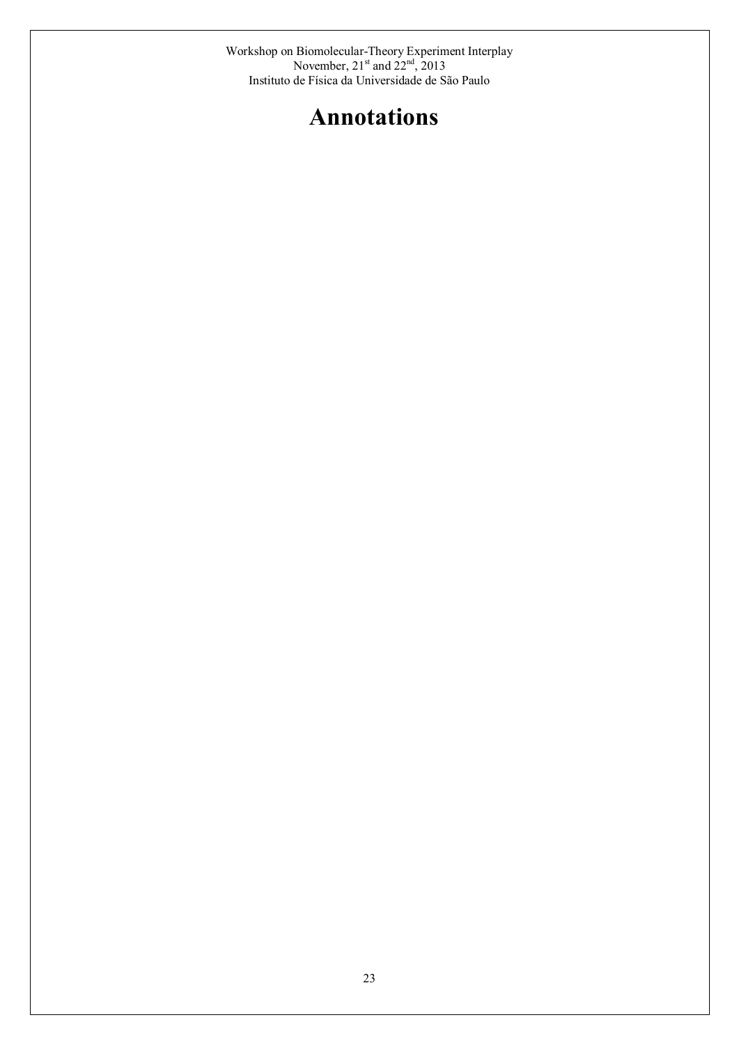# Annotations